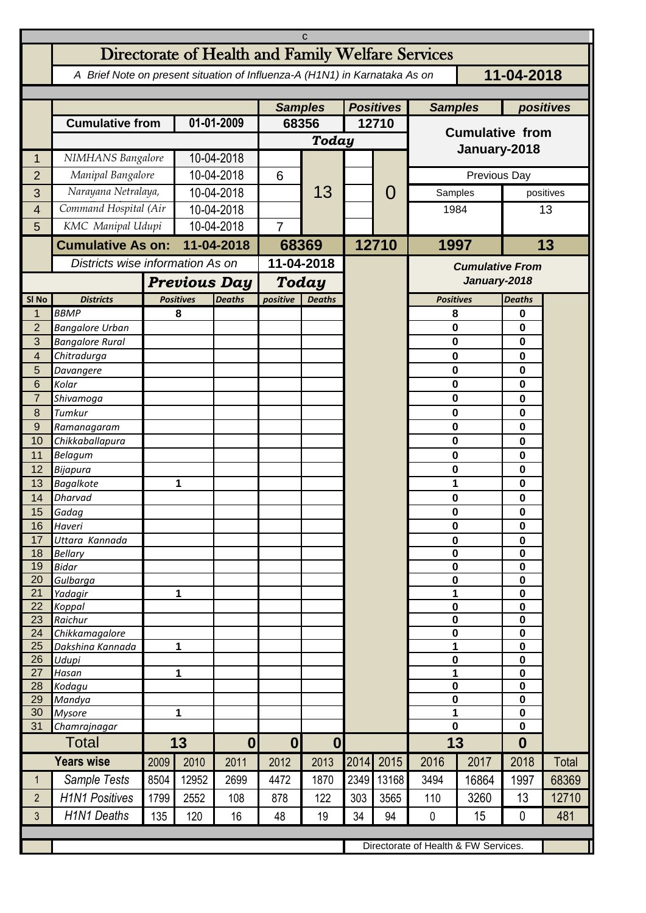c

# Directorate of Health and Family Welfare Services

*A Brief Note on present situation of Influenza-A (H1N1) in Karnataka As on* **11-04-2018**

| | | | Samples | | Positives | | Samples | positives |
|---|---|---|---|---|---|---|---|---|
| | **Cumulative from** | **01-01-2009** | **68356** | | **12710** | | **Cumulative from January-2018** | |
| | | | ***Today*** | | | | | |
| 1 | NIMHANS Bangalore | 10-04-2018 | | 13 | | 0 | | |
| 2 | Manipal Bangalore | 10-04-2018 | 6 | | | | Previous Day | |
| 3 | Narayana Netralaya, | 10-04-2018 | | | | | Samples | positives |
| 4 | Command Hospital (Air | 10-04-2018 | | | | | 1984 | 13 |
| 5 | KMC Manipal Udupi | 10-04-2018 | 7 | | | | | |
| | **Cumulative As on:** | **11-04-2018** | **68369** | | **12710** | | **1997** | **13** |

| Sl No | Districts | Previous Day Positives | Previous Day Deaths | Today (11-04-2018) positive | Today (11-04-2018) Deaths | Cumulative From January-2018 Positives | Cumulative From January-2018 Deaths |
|---|---|---|---|---|---|---|---|
| 1 | BBMP | 8 | | | | 8 | 0 |
| 2 | Bangalore Urban | | | | | 0 | 0 |
| 3 | Bangalore Rural | | | | | 0 | 0 |
| 4 | Chitradurga | | | | | 0 | 0 |
| 5 | Davangere | | | | | 0 | 0 |
| 6 | Kolar | | | | | 0 | 0 |
| 7 | Shivamoga | | | | | 0 | 0 |
| 8 | Tumkur | | | | | 0 | 0 |
| 9 | Ramanagaram | | | | | 0 | 0 |
| 10 | Chikkaballapura | | | | | 0 | 0 |
| 11 | Belagum | | | | | 0 | 0 |
| 12 | Bijapura | | | | | 0 | 0 |
| 13 | Bagalkote | 1 | | | | 1 | 0 |
| 14 | Dharvad | | | | | 0 | 0 |
| 15 | Gadag | | | | | 0 | 0 |
| 16 | Haveri | | | | | 0 | 0 |
| 17 | Uttara Kannada | | | | | 0 | 0 |
| 18 | Bellary | | | | | 0 | 0 |
| 19 | Bidar | | | | | 0 | 0 |
| 20 | Gulbarga | | | | | 0 | 0 |
| 21 | Yadagir | 1 | | | | 1 | 0 |
| 22 | Koppal | | | | | 0 | 0 |
| 23 | Raichur | | | | | 0 | 0 |
| 24 | Chikkamagalore | | | | | 0 | 0 |
| 25 | Dakshina Kannada | 1 | | | | 1 | 0 |
| 26 | Udupi | | | | | 0 | 0 |
| 27 | Hasan | 1 | | | | 1 | 0 |
| 28 | Kodagu | | | | | 0 | 0 |
| 29 | Mandya | | | | | 0 | 0 |
| 30 | Mysore | 1 | | | | 1 | 0 |
| 31 | Chamrajnagar | | | | | 0 | 0 |
| | **Total** | **13** | **0** | **0** | **0** | **13** | **0** |

| | Years wise | 2009 | 2010 | 2011 | 2012 | 2013 | 2014 | 2015 | 2016 | 2017 | 2018 | Total |
|---|---|---|---|---|---|---|---|---|---|---|---|---|
| 1 | Sample Tests | 8504 | 12952 | 2699 | 4472 | 1870 | 2349 | 13168 | 3494 | 16864 | 1997 | 68369 |
| 2 | H1N1 Positives | 1799 | 2552 | 108 | 878 | 122 | 303 | 3565 | 110 | 3260 | 13 | 12710 |
| 3 | H1N1 Deaths | 135 | 120 | 16 | 48 | 19 | 34 | 94 | 0 | 15 | 0 | 481 |

Directorate of Health & FW Services.